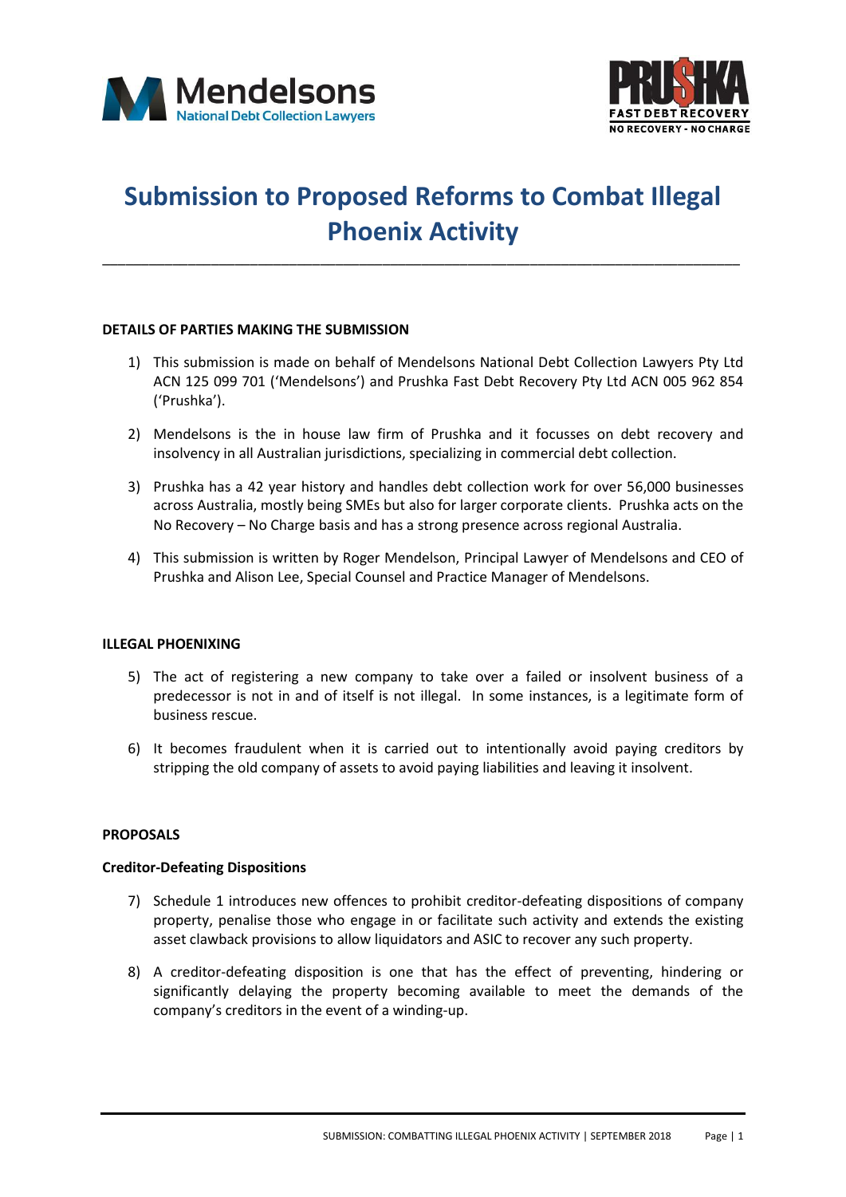# Submission to Proposed Reforms to Combat Illegal Phoenix Activity

**DETAILS OF PARTIES MAKING THE SUBMISSION**

1) This submission is made on behalf of Mendelsons National Debt Collection Lawyers Pty Ltd ACN 125 099 701 ('Mendelsons') and Prushka Fast Debt Recovery Pty Ltd ACN 005 962 854 ('Prushka').

2) Mendelsons is the in house law firm of Prushka and it focusses on debt recovery and insolvency in all Australian jurisdictions, specializing in commercial debt collection.

3) Prushka has a 42 year history and handles debt collection work for over 56,000 businesses across Australia, mostly being SMEs but also for larger corporate clients. Prushka acts on the No Recovery – No Charge basis and has a strong presence across regional Australia.

4) This submission is written by Roger Mendelson, Principal Lawyer of Mendelsons and CEO of Prushka and Alison Lee, Special Counsel and Practice Manager of Mendelsons.

**ILLEGAL PHOENIXING**

5) The act of registering a new company to take over a failed or insolvent business of a predecessor is not in and of itself is not illegal. In some instances, is a legitimate form of business rescue.

6) It becomes fraudulent when it is carried out to intentionally avoid paying creditors by stripping the old company of assets to avoid paying liabilities and leaving it insolvent.

**PROPOSALS**

**Creditor-Defeating Dispositions**

7) Schedule 1 introduces new offences to prohibit creditor-defeating dispositions of company property, penalise those who engage in or facilitate such activity and extends the existing asset clawback provisions to allow liquidators and ASIC to recover any such property.

8) A creditor-defeating disposition is one that has the effect of preventing, hindering or significantly delaying the property becoming available to meet the demands of the company's creditors in the event of a winding-up.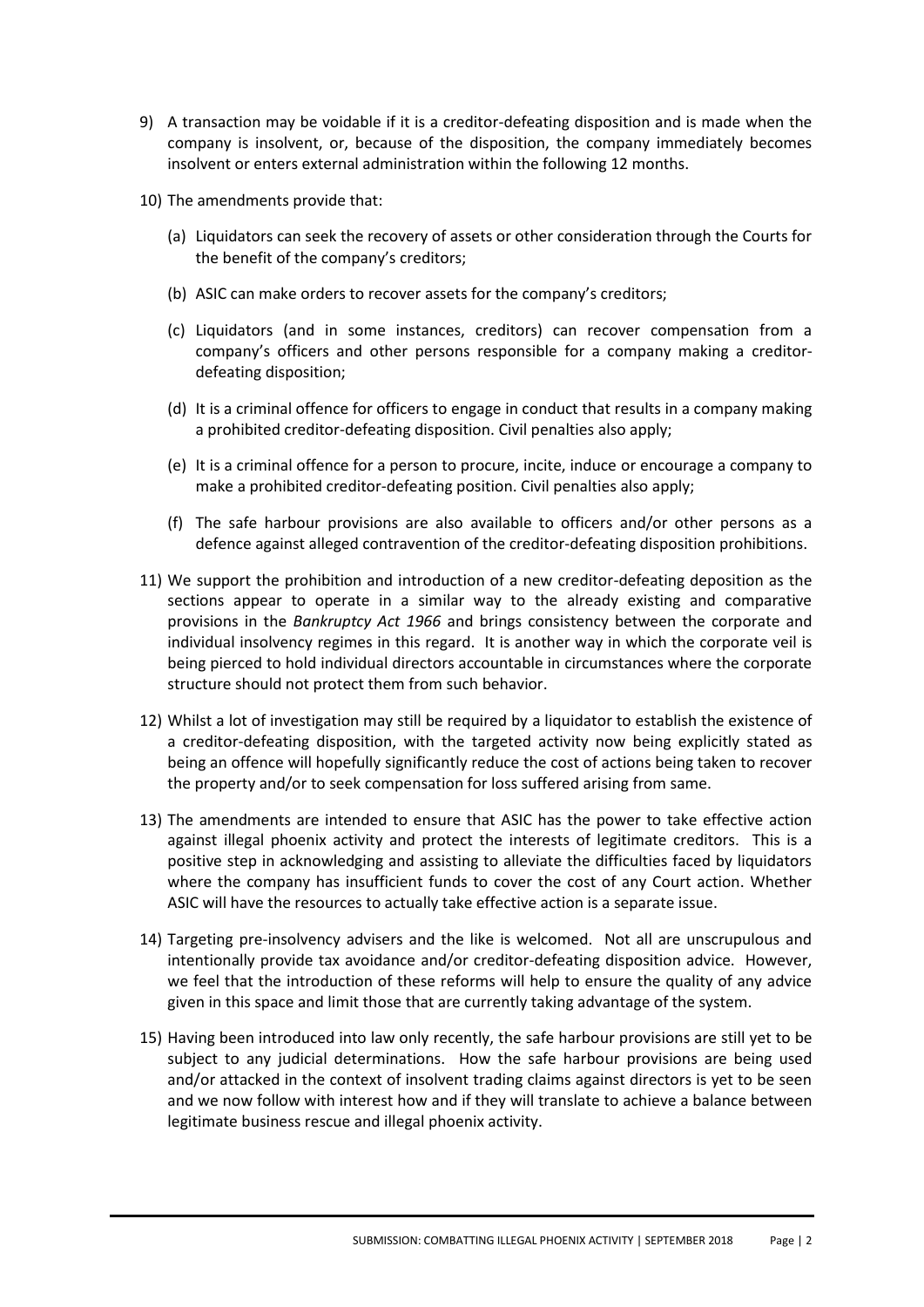9) A transaction may be voidable if it is a creditor-defeating disposition and is made when the company is insolvent, or, because of the disposition, the company immediately becomes insolvent or enters external administration within the following 12 months.

10) The amendments provide that:

    (a) Liquidators can seek the recovery of assets or other consideration through the Courts for the benefit of the company's creditors;

    (b) ASIC can make orders to recover assets for the company's creditors;

    (c) Liquidators (and in some instances, creditors) can recover compensation from a company's officers and other persons responsible for a company making a creditor-defeating disposition;

    (d) It is a criminal offence for officers to engage in conduct that results in a company making a prohibited creditor-defeating disposition. Civil penalties also apply;

    (e) It is a criminal offence for a person to procure, incite, induce or encourage a company to make a prohibited creditor-defeating position. Civil penalties also apply;

    (f) The safe harbour provisions are also available to officers and/or other persons as a defence against alleged contravention of the creditor-defeating disposition prohibitions.

11) We support the prohibition and introduction of a new creditor-defeating deposition as the sections appear to operate in a similar way to the already existing and comparative provisions in the *Bankruptcy Act 1966* and brings consistency between the corporate and individual insolvency regimes in this regard. It is another way in which the corporate veil is being pierced to hold individual directors accountable in circumstances where the corporate structure should not protect them from such behavior.

12) Whilst a lot of investigation may still be required by a liquidator to establish the existence of a creditor-defeating disposition, with the targeted activity now being explicitly stated as being an offence will hopefully significantly reduce the cost of actions being taken to recover the property and/or to seek compensation for loss suffered arising from same.

13) The amendments are intended to ensure that ASIC has the power to take effective action against illegal phoenix activity and protect the interests of legitimate creditors. This is a positive step in acknowledging and assisting to alleviate the difficulties faced by liquidators where the company has insufficient funds to cover the cost of any Court action. Whether ASIC will have the resources to actually take effective action is a separate issue.

14) Targeting pre-insolvency advisers and the like is welcomed. Not all are unscrupulous and intentionally provide tax avoidance and/or creditor-defeating disposition advice. However, we feel that the introduction of these reforms will help to ensure the quality of any advice given in this space and limit those that are currently taking advantage of the system.

15) Having been introduced into law only recently, the safe harbour provisions are still yet to be subject to any judicial determinations. How the safe harbour provisions are being used and/or attacked in the context of insolvent trading claims against directors is yet to be seen and we now follow with interest how and if they will translate to achieve a balance between legitimate business rescue and illegal phoenix activity.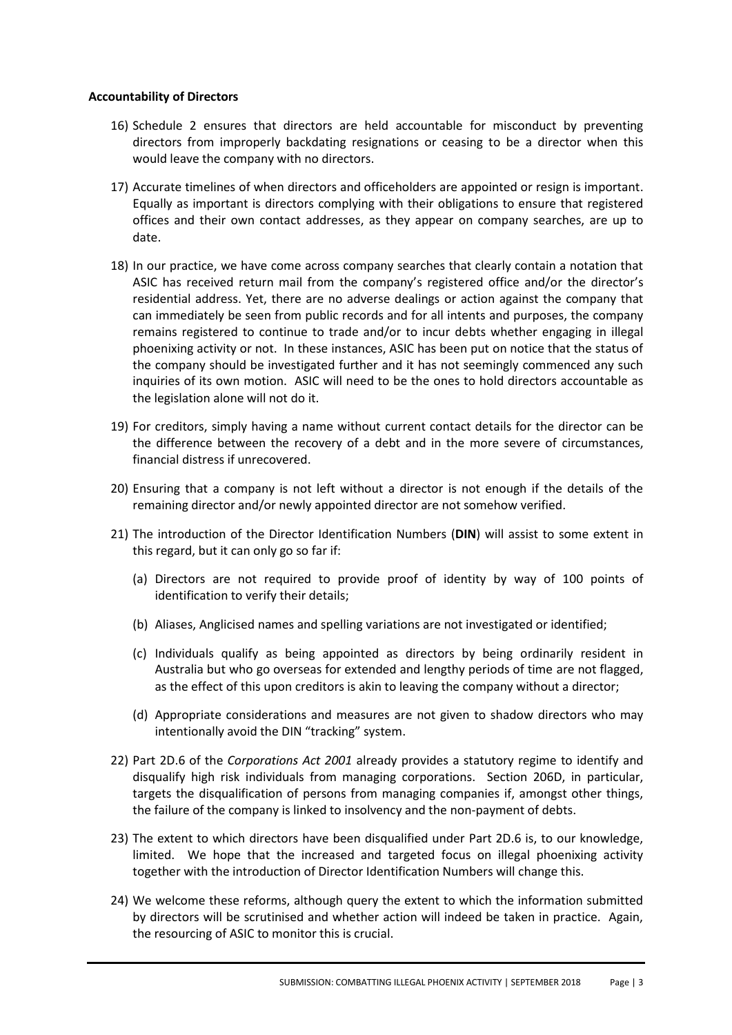**Accountability of Directors**

16) Schedule 2 ensures that directors are held accountable for misconduct by preventing directors from improperly backdating resignations or ceasing to be a director when this would leave the company with no directors.

17) Accurate timelines of when directors and officeholders are appointed or resign is important. Equally as important is directors complying with their obligations to ensure that registered offices and their own contact addresses, as they appear on company searches, are up to date.

18) In our practice, we have come across company searches that clearly contain a notation that ASIC has received return mail from the company's registered office and/or the director's residential address. Yet, there are no adverse dealings or action against the company that can immediately be seen from public records and for all intents and purposes, the company remains registered to continue to trade and/or to incur debts whether engaging in illegal phoenixing activity or not. In these instances, ASIC has been put on notice that the status of the company should be investigated further and it has not seemingly commenced any such inquiries of its own motion. ASIC will need to be the ones to hold directors accountable as the legislation alone will not do it.

19) For creditors, simply having a name without current contact details for the director can be the difference between the recovery of a debt and in the more severe of circumstances, financial distress if unrecovered.

20) Ensuring that a company is not left without a director is not enough if the details of the remaining director and/or newly appointed director are not somehow verified.

21) The introduction of the Director Identification Numbers (**DIN**) will assist to some extent in this regard, but it can only go so far if:

    (a) Directors are not required to provide proof of identity by way of 100 points of identification to verify their details;

    (b) Aliases, Anglicised names and spelling variations are not investigated or identified;

    (c) Individuals qualify as being appointed as directors by being ordinarily resident in Australia but who go overseas for extended and lengthy periods of time are not flagged, as the effect of this upon creditors is akin to leaving the company without a director;

    (d) Appropriate considerations and measures are not given to shadow directors who may intentionally avoid the DIN "tracking" system.

22) Part 2D.6 of the *Corporations Act 2001* already provides a statutory regime to identify and disqualify high risk individuals from managing corporations. Section 206D, in particular, targets the disqualification of persons from managing companies if, amongst other things, the failure of the company is linked to insolvency and the non-payment of debts.

23) The extent to which directors have been disqualified under Part 2D.6 is, to our knowledge, limited. We hope that the increased and targeted focus on illegal phoenixing activity together with the introduction of Director Identification Numbers will change this.

24) We welcome these reforms, although query the extent to which the information submitted by directors will be scrutinised and whether action will indeed be taken in practice. Again, the resourcing of ASIC to monitor this is crucial.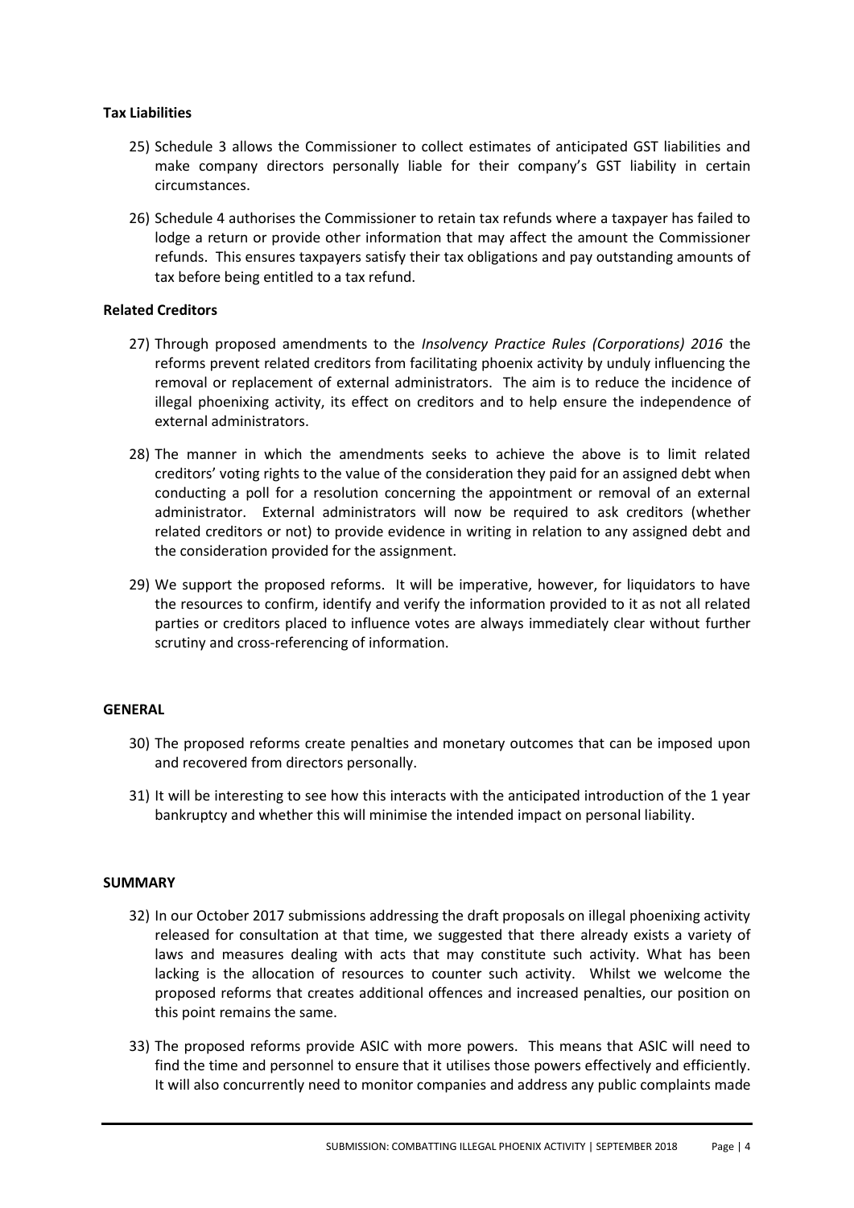**Tax Liabilities**

25) Schedule 3 allows the Commissioner to collect estimates of anticipated GST liabilities and make company directors personally liable for their company's GST liability in certain circumstances.

26) Schedule 4 authorises the Commissioner to retain tax refunds where a taxpayer has failed to lodge a return or provide other information that may affect the amount the Commissioner refunds. This ensures taxpayers satisfy their tax obligations and pay outstanding amounts of tax before being entitled to a tax refund.

**Related Creditors**

27) Through proposed amendments to the *Insolvency Practice Rules (Corporations) 2016* the reforms prevent related creditors from facilitating phoenix activity by unduly influencing the removal or replacement of external administrators. The aim is to reduce the incidence of illegal phoenixing activity, its effect on creditors and to help ensure the independence of external administrators.

28) The manner in which the amendments seeks to achieve the above is to limit related creditors' voting rights to the value of the consideration they paid for an assigned debt when conducting a poll for a resolution concerning the appointment or removal of an external administrator. External administrators will now be required to ask creditors (whether related creditors or not) to provide evidence in writing in relation to any assigned debt and the consideration provided for the assignment.

29) We support the proposed reforms. It will be imperative, however, for liquidators to have the resources to confirm, identify and verify the information provided to it as not all related parties or creditors placed to influence votes are always immediately clear without further scrutiny and cross-referencing of information.

**GENERAL**

30) The proposed reforms create penalties and monetary outcomes that can be imposed upon and recovered from directors personally.

31) It will be interesting to see how this interacts with the anticipated introduction of the 1 year bankruptcy and whether this will minimise the intended impact on personal liability.

**SUMMARY**

32) In our October 2017 submissions addressing the draft proposals on illegal phoenixing activity released for consultation at that time, we suggested that there already exists a variety of laws and measures dealing with acts that may constitute such activity. What has been lacking is the allocation of resources to counter such activity. Whilst we welcome the proposed reforms that creates additional offences and increased penalties, our position on this point remains the same.

33) The proposed reforms provide ASIC with more powers. This means that ASIC will need to find the time and personnel to ensure that it utilises those powers effectively and efficiently. It will also concurrently need to monitor companies and address any public complaints made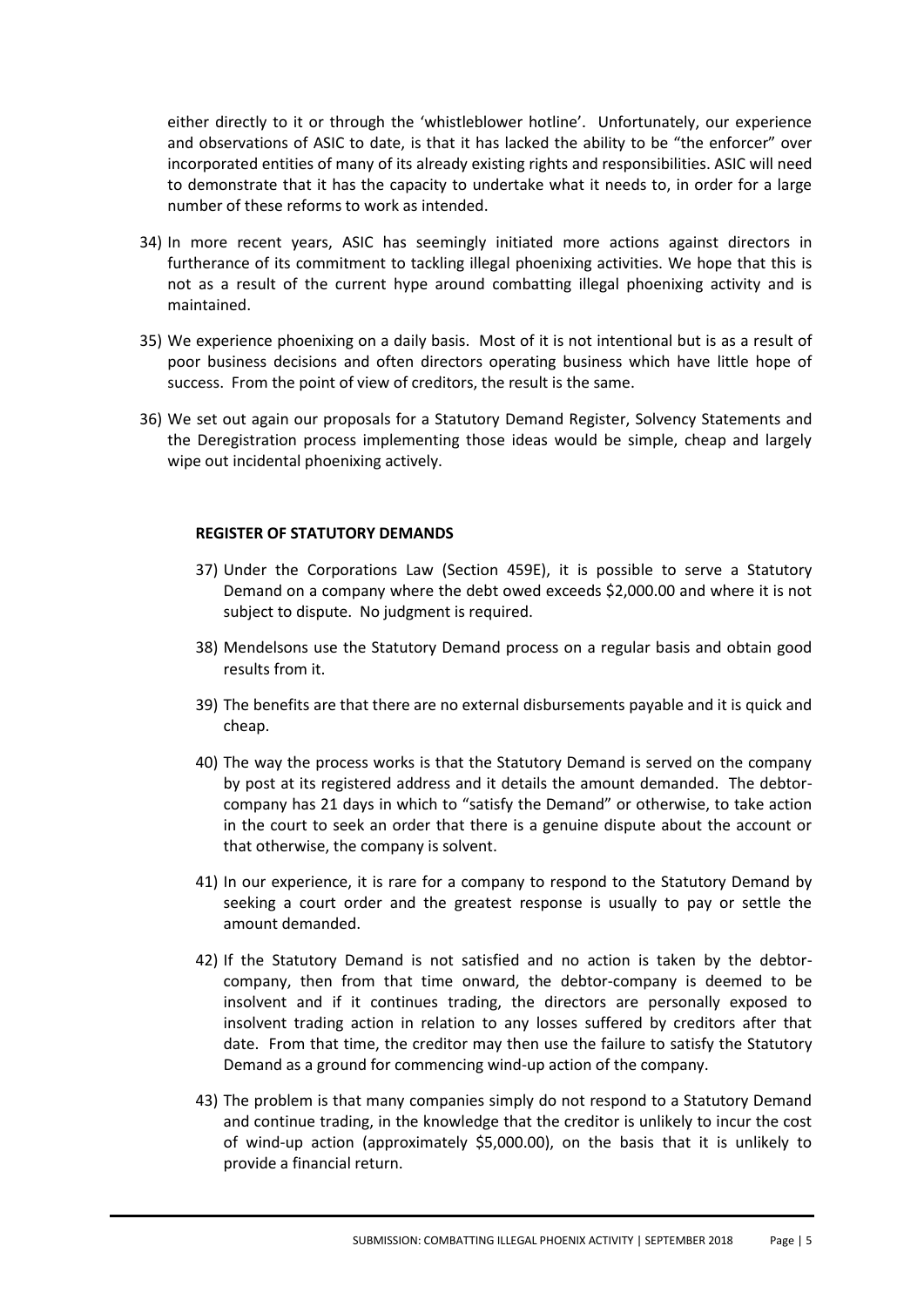either directly to it or through the 'whistleblower hotline'. Unfortunately, our experience and observations of ASIC to date, is that it has lacked the ability to be "the enforcer" over incorporated entities of many of its already existing rights and responsibilities. ASIC will need to demonstrate that it has the capacity to undertake what it needs to, in order for a large number of these reforms to work as intended.

34) In more recent years, ASIC has seemingly initiated more actions against directors in furtherance of its commitment to tackling illegal phoenixing activities. We hope that this is not as a result of the current hype around combatting illegal phoenixing activity and is maintained.

35) We experience phoenixing on a daily basis. Most of it is not intentional but is as a result of poor business decisions and often directors operating business which have little hope of success. From the point of view of creditors, the result is the same.

36) We set out again our proposals for a Statutory Demand Register, Solvency Statements and the Deregistration process implementing those ideas would be simple, cheap and largely wipe out incidental phoenixing actively.

**REGISTER OF STATUTORY DEMANDS**

37) Under the Corporations Law (Section 459E), it is possible to serve a Statutory Demand on a company where the debt owed exceeds $2,000.00 and where it is not subject to dispute. No judgment is required.

38) Mendelsons use the Statutory Demand process on a regular basis and obtain good results from it.

39) The benefits are that there are no external disbursements payable and it is quick and cheap.

40) The way the process works is that the Statutory Demand is served on the company by post at its registered address and it details the amount demanded. The debtor-company has 21 days in which to "satisfy the Demand" or otherwise, to take action in the court to seek an order that there is a genuine dispute about the account or that otherwise, the company is solvent.

41) In our experience, it is rare for a company to respond to the Statutory Demand by seeking a court order and the greatest response is usually to pay or settle the amount demanded.

42) If the Statutory Demand is not satisfied and no action is taken by the debtor-company, then from that time onward, the debtor-company is deemed to be insolvent and if it continues trading, the directors are personally exposed to insolvent trading action in relation to any losses suffered by creditors after that date. From that time, the creditor may then use the failure to satisfy the Statutory Demand as a ground for commencing wind-up action of the company.

43) The problem is that many companies simply do not respond to a Statutory Demand and continue trading, in the knowledge that the creditor is unlikely to incur the cost of wind-up action (approximately $5,000.00), on the basis that it is unlikely to provide a financial return.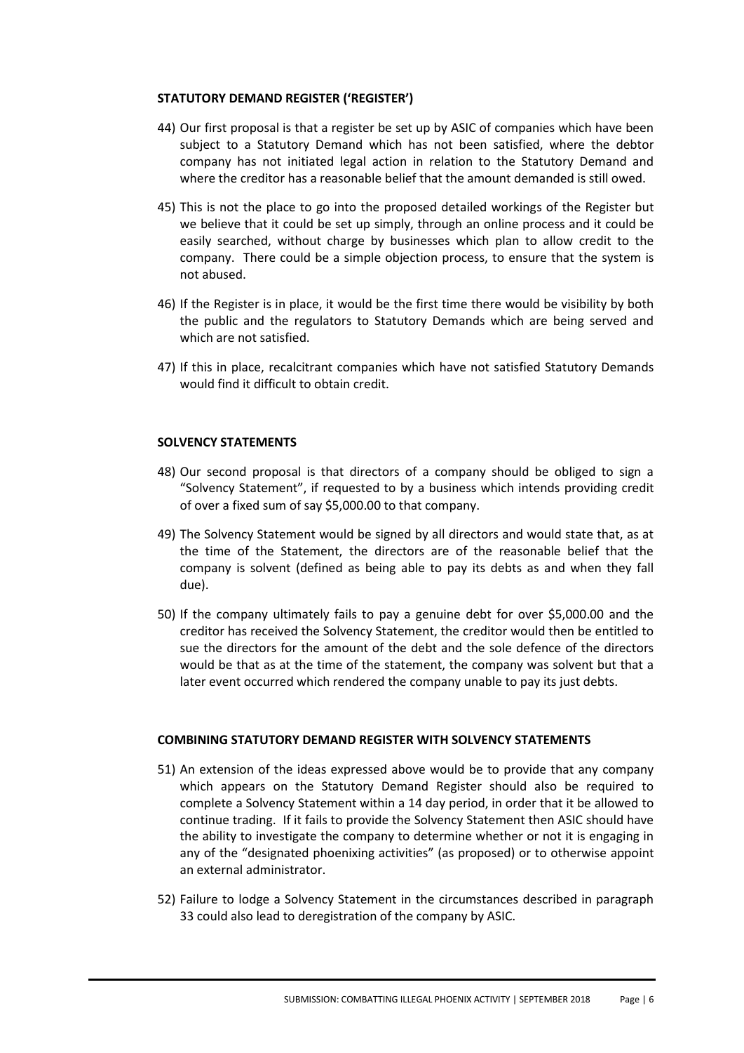**STATUTORY DEMAND REGISTER ('REGISTER')**

44) Our first proposal is that a register be set up by ASIC of companies which have been subject to a Statutory Demand which has not been satisfied, where the debtor company has not initiated legal action in relation to the Statutory Demand and where the creditor has a reasonable belief that the amount demanded is still owed.

45) This is not the place to go into the proposed detailed workings of the Register but we believe that it could be set up simply, through an online process and it could be easily searched, without charge by businesses which plan to allow credit to the company. There could be a simple objection process, to ensure that the system is not abused.

46) If the Register is in place, it would be the first time there would be visibility by both the public and the regulators to Statutory Demands which are being served and which are not satisfied.

47) If this in place, recalcitrant companies which have not satisfied Statutory Demands would find it difficult to obtain credit.

**SOLVENCY STATEMENTS**

48) Our second proposal is that directors of a company should be obliged to sign a "Solvency Statement", if requested to by a business which intends providing credit of over a fixed sum of say $5,000.00 to that company.

49) The Solvency Statement would be signed by all directors and would state that, as at the time of the Statement, the directors are of the reasonable belief that the company is solvent (defined as being able to pay its debts as and when they fall due).

50) If the company ultimately fails to pay a genuine debt for over $5,000.00 and the creditor has received the Solvency Statement, the creditor would then be entitled to sue the directors for the amount of the debt and the sole defence of the directors would be that as at the time of the statement, the company was solvent but that a later event occurred which rendered the company unable to pay its just debts.

**COMBINING STATUTORY DEMAND REGISTER WITH SOLVENCY STATEMENTS**

51) An extension of the ideas expressed above would be to provide that any company which appears on the Statutory Demand Register should also be required to complete a Solvency Statement within a 14 day period, in order that it be allowed to continue trading. If it fails to provide the Solvency Statement then ASIC should have the ability to investigate the company to determine whether or not it is engaging in any of the "designated phoenixing activities" (as proposed) or to otherwise appoint an external administrator.

52) Failure to lodge a Solvency Statement in the circumstances described in paragraph 33 could also lead to deregistration of the company by ASIC.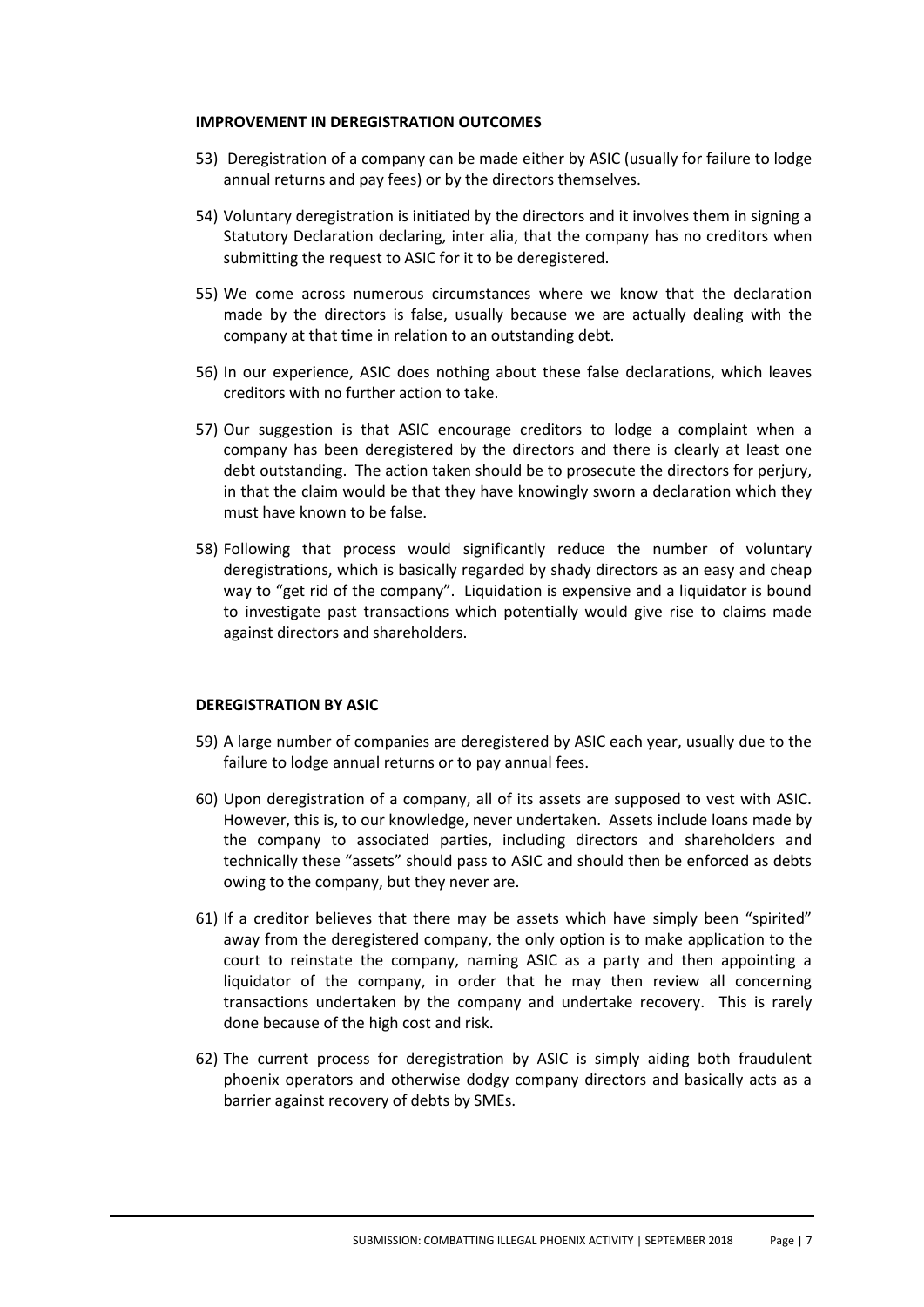## IMPROVEMENT IN DEREGISTRATION OUTCOMES

53) Deregistration of a company can be made either by ASIC (usually for failure to lodge annual returns and pay fees) or by the directors themselves.

54) Voluntary deregistration is initiated by the directors and it involves them in signing a Statutory Declaration declaring, inter alia, that the company has no creditors when submitting the request to ASIC for it to be deregistered.

55) We come across numerous circumstances where we know that the declaration made by the directors is false, usually because we are actually dealing with the company at that time in relation to an outstanding debt.

56) In our experience, ASIC does nothing about these false declarations, which leaves creditors with no further action to take.

57) Our suggestion is that ASIC encourage creditors to lodge a complaint when a company has been deregistered by the directors and there is clearly at least one debt outstanding. The action taken should be to prosecute the directors for perjury, in that the claim would be that they have knowingly sworn a declaration which they must have known to be false.

58) Following that process would significantly reduce the number of voluntary deregistrations, which is basically regarded by shady directors as an easy and cheap way to "get rid of the company". Liquidation is expensive and a liquidator is bound to investigate past transactions which potentially would give rise to claims made against directors and shareholders.

## DEREGISTRATION BY ASIC

59) A large number of companies are deregistered by ASIC each year, usually due to the failure to lodge annual returns or to pay annual fees.

60) Upon deregistration of a company, all of its assets are supposed to vest with ASIC. However, this is, to our knowledge, never undertaken. Assets include loans made by the company to associated parties, including directors and shareholders and technically these "assets" should pass to ASIC and should then be enforced as debts owing to the company, but they never are.

61) If a creditor believes that there may be assets which have simply been "spirited" away from the deregistered company, the only option is to make application to the court to reinstate the company, naming ASIC as a party and then appointing a liquidator of the company, in order that he may then review all concerning transactions undertaken by the company and undertake recovery. This is rarely done because of the high cost and risk.

62) The current process for deregistration by ASIC is simply aiding both fraudulent phoenix operators and otherwise dodgy company directors and basically acts as a barrier against recovery of debts by SMEs.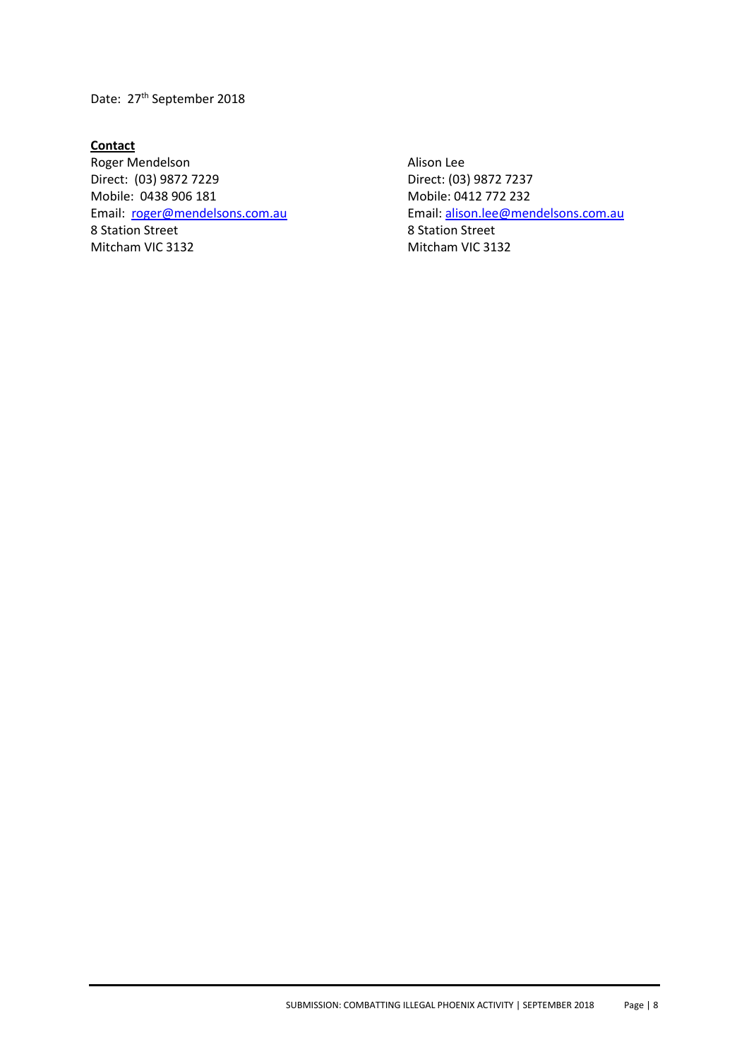Date: 27th September 2018

**Contact**

Roger Mendelson
Direct: (03) 9872 7229
Mobile: 0438 906 181
Email: roger@mendelsons.com.au
8 Station Street
Mitcham VIC 3132

Alison Lee
Direct: (03) 9872 7237
Mobile: 0412 772 232
Email: alison.lee@mendelsons.com.au
8 Station Street
Mitcham VIC 3132